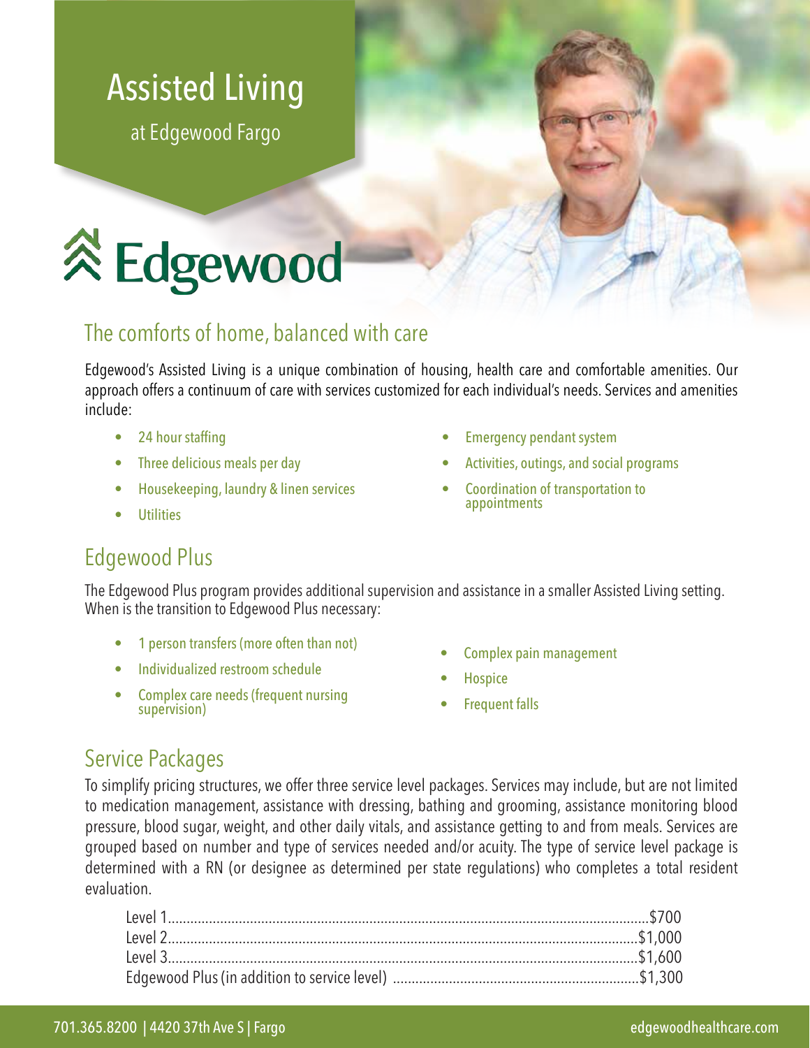# Assisted Living

at Edgewood Fargo

Edgewood

## The comforts of home, balanced with care

Edgewood's Assisted Living is a unique combination of housing, health care and comfortable amenities. Our approach offers a continuum of care with services customized for each individual's needs. Services and amenities include:

- 24 hour staffing
- Three delicious meals per day
- Housekeeping, laundry & linen services
- Utilities
- Emergency pendant system
- Activities, outings, and social programs
- Coordination of transportation to appointments

## Edgewood Plus

The Edgewood Plus program provides additional supervision and assistance in a smaller Assisted Living setting. When is the transition to Edgewood Plus necessary:

- 1 person transfers (more often than not)
- Individualized restroom schedule
- Complex care needs (frequent nursing supervision)
- Complex pain management
- Hospice
- Frequent falls

## Service Packages

To simplify pricing structures, we offer three service level packages. Services may include, but are not limited to medication management, assistance with dressing, bathing and grooming, assistance monitoring blood pressure, blood sugar, weight, and other daily vitals, and assistance getting to and from meals. Services are grouped based on number and type of services needed and/or acuity. The type of service level package is determined with a RN (or designee as determined per state regulations) who completes a total resident evaluation.

| | |
|---|---|
| Level 1 | $700 |
| Level 2 | $1,000 |
| Level 3 | $1,600 |
| Edgewood Plus (in addition to service level) | $1,300 |

701.365.8200 | 4420 37th Ave S | Fargo

edgewoodhealthcare.com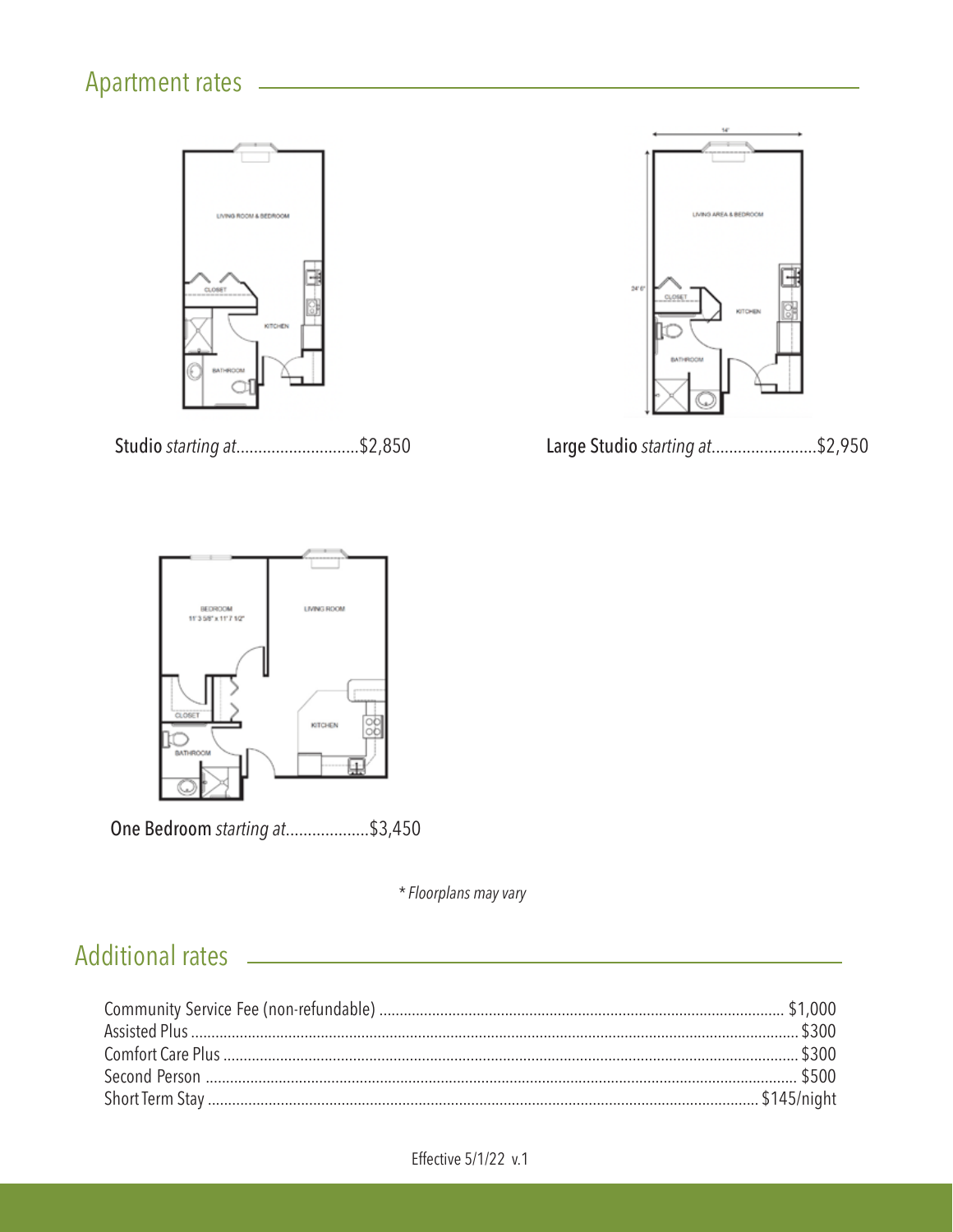## Apartment rates

Studio *starting at*............................$2,850

Large Studio *starting at*........................$2,950

One Bedroom *starting at*...................$3,450

*\* Floorplans may vary*

## Additional rates

Community Service Fee (non-refundable) .................................................. $1,000
Assisted Plus .................................................. $300
Comfort Care Plus .................................................. $300
Second Person .................................................. $500
Short Term Stay .................................................. $145/night

Effective 5/1/22 v.1